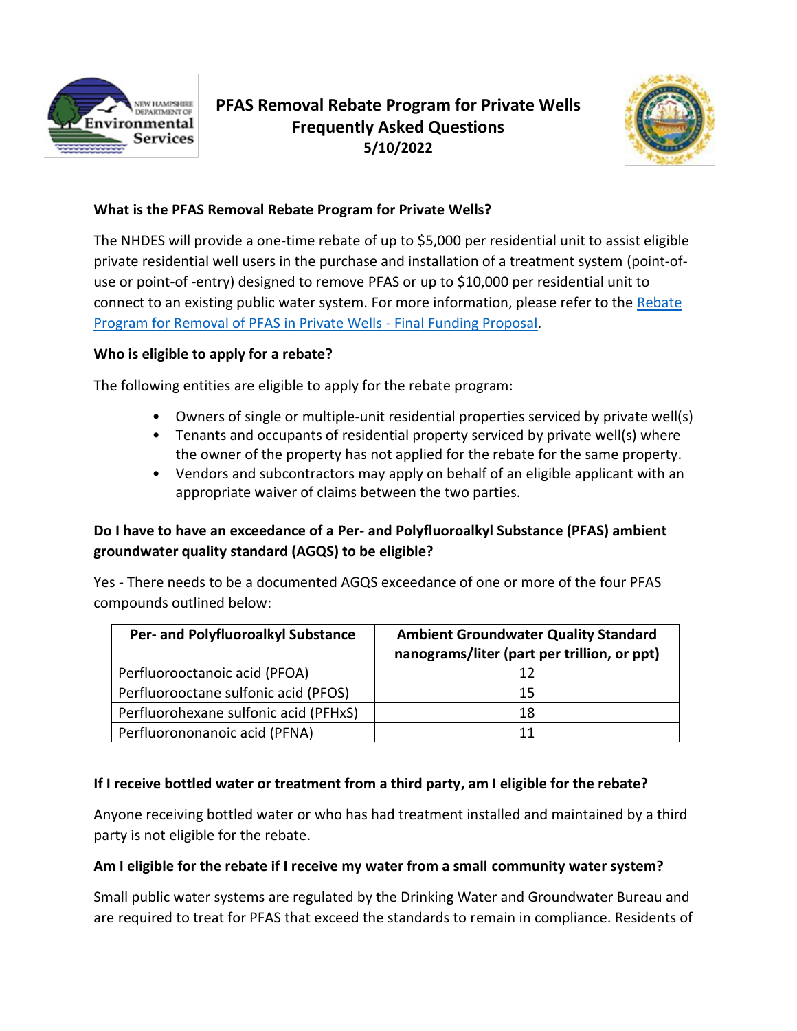# PFAS Removal Rebate Program for Private Wells Frequently Asked Questions

**5/10/2022**

### What is the PFAS Removal Rebate Program for Private Wells?

The NHDES will provide a one-time rebate of up to $5,000 per residential unit to assist eligible private residential well users in the purchase and installation of a treatment system (point-of-use or point-of -entry) designed to remove PFAS or up to $10,000 per residential unit to connect to an existing public water system. For more information, please refer to the [Rebate Program for Removal of PFAS in Private Wells - Final Funding Proposal](#).

### Who is eligible to apply for a rebate?

The following entities are eligible to apply for the rebate program:

- Owners of single or multiple-unit residential properties serviced by private well(s)
- Tenants and occupants of residential property serviced by private well(s) where the owner of the property has not applied for the rebate for the same property.
- Vendors and subcontractors may apply on behalf of an eligible applicant with an appropriate waiver of claims between the two parties.

### Do I have to have an exceedance of a Per- and Polyfluoroalkyl Substance (PFAS) ambient groundwater quality standard (AGQS) to be eligible?

Yes - There needs to be a documented AGQS exceedance of one or more of the four PFAS compounds outlined below:

| Per- and Polyfluoroalkyl Substance | Ambient Groundwater Quality Standard nanograms/liter (part per trillion, or ppt) |
|---|---|
| Perfluorooctanoic acid (PFOA) | 12 |
| Perfluorooctane sulfonic acid (PFOS) | 15 |
| Perfluorohexane sulfonic acid (PFHxS) | 18 |
| Perfluorononanoic acid (PFNA) | 11 |

### If I receive bottled water or treatment from a third party, am I eligible for the rebate?

Anyone receiving bottled water or who has had treatment installed and maintained by a third party is not eligible for the rebate.

### Am I eligible for the rebate if I receive my water from a small community water system?

Small public water systems are regulated by the Drinking Water and Groundwater Bureau and are required to treat for PFAS that exceed the standards to remain in compliance. Residents of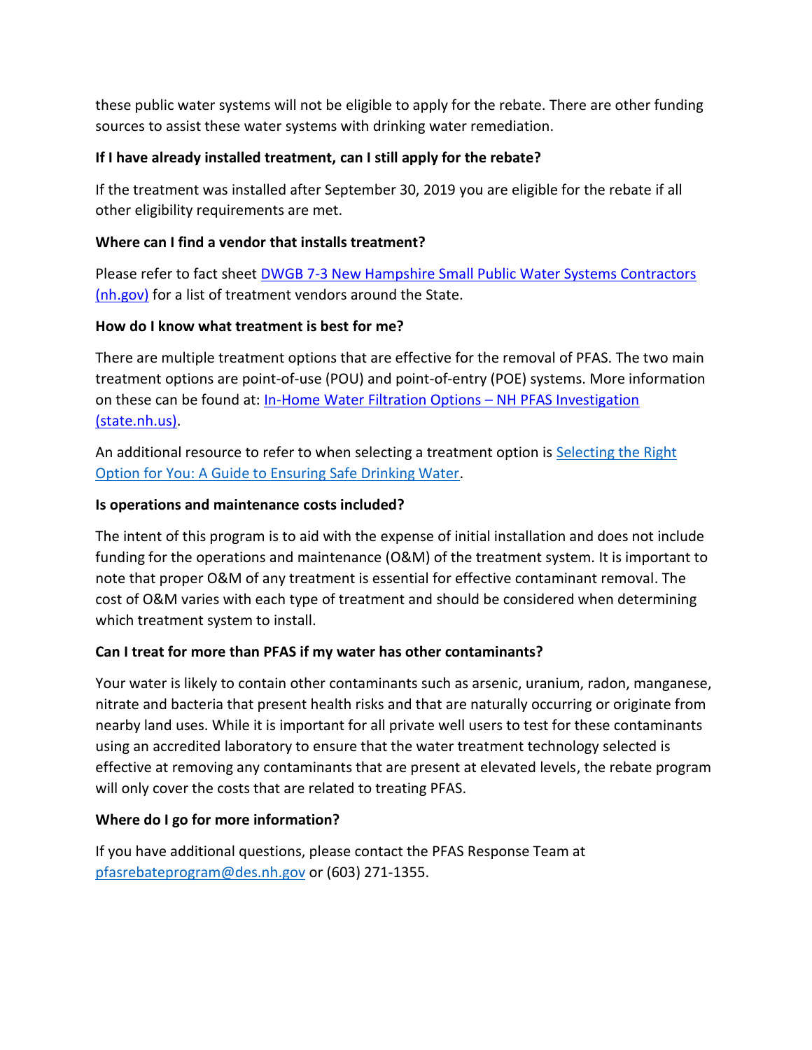these public water systems will not be eligible to apply for the rebate. There are other funding sources to assist these water systems with drinking water remediation.

**If I have already installed treatment, can I still apply for the rebate?**

If the treatment was installed after September 30, 2019 you are eligible for the rebate if all other eligibility requirements are met.

**Where can I find a vendor that installs treatment?**

Please refer to fact sheet [DWGB 7-3 New Hampshire Small Public Water Systems Contractors (nh.gov)] for a list of treatment vendors around the State.

**How do I know what treatment is best for me?**

There are multiple treatment options that are effective for the removal of PFAS. The two main treatment options are point-of-use (POU) and point-of-entry (POE) systems. More information on these can be found at: [In-Home Water Filtration Options – NH PFAS Investigation (state.nh.us)].

An additional resource to refer to when selecting a treatment option is [Selecting the Right Option for You: A Guide to Ensuring Safe Drinking Water].

**Is operations and maintenance costs included?**

The intent of this program is to aid with the expense of initial installation and does not include funding for the operations and maintenance (O&M) of the treatment system. It is important to note that proper O&M of any treatment is essential for effective contaminant removal. The cost of O&M varies with each type of treatment and should be considered when determining which treatment system to install.

**Can I treat for more than PFAS if my water has other contaminants?**

Your water is likely to contain other contaminants such as arsenic, uranium, radon, manganese, nitrate and bacteria that present health risks and that are naturally occurring or originate from nearby land uses. While it is important for all private well users to test for these contaminants using an accredited laboratory to ensure that the water treatment technology selected is effective at removing any contaminants that are present at elevated levels, the rebate program will only cover the costs that are related to treating PFAS.

**Where do I go for more information?**

If you have additional questions, please contact the PFAS Response Team at pfasrebateprogram@des.nh.gov or (603) 271-1355.